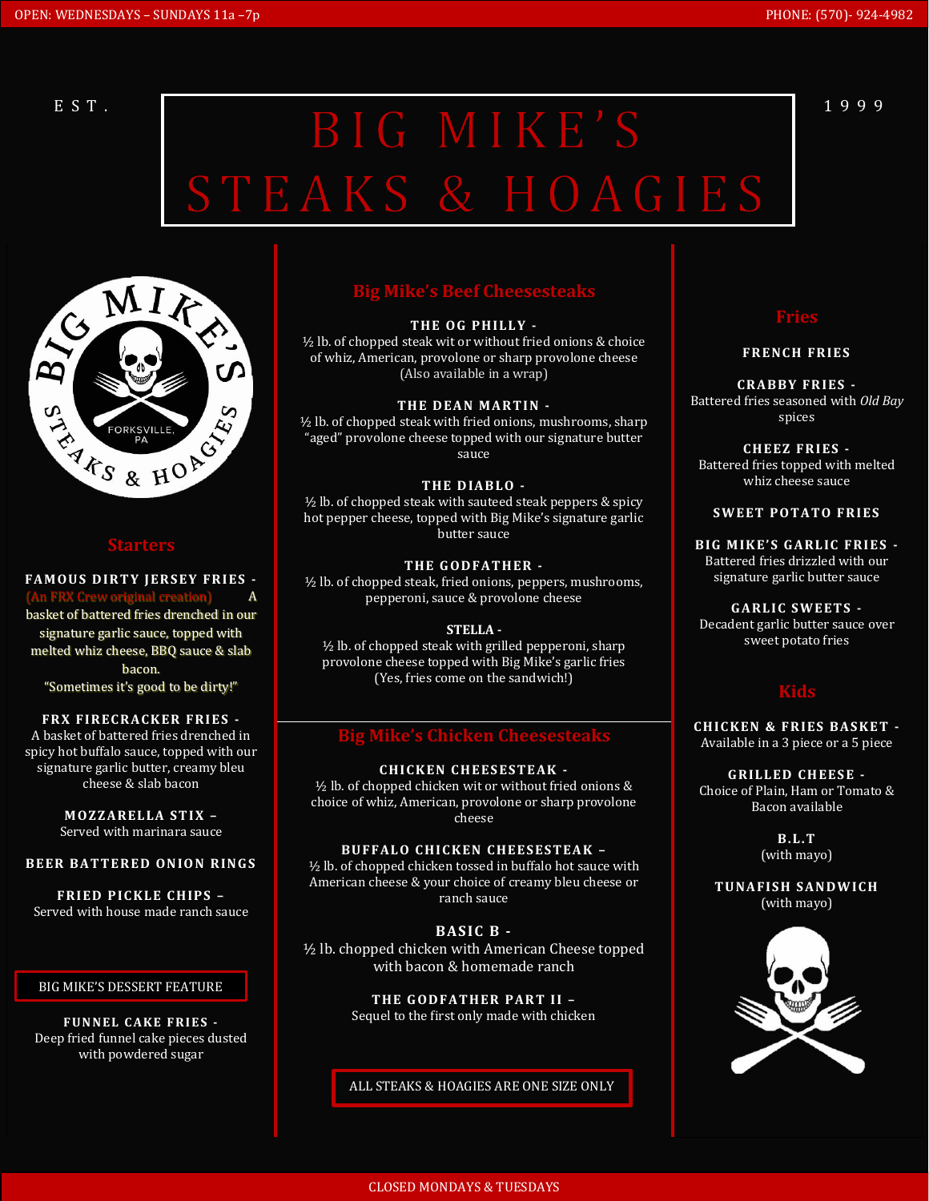OPEN: WEDNESDAYS – SUNDAYS 11a –7p

PHONE: (570)- 924-4982

EST. 1999

# BIG MIKE'S STEAKS & HOAGIES

## Starters

**FAMOUS DIRTY JERSEY FRIES -**
(An FRX Crew original creation) A basket of battered fries drenched in our signature garlic sauce, topped with melted whiz cheese, BBQ sauce & slab bacon.
"Sometimes it's good to be dirty!"

**FRX FIRECRACKER FRIES -**
A basket of battered fries drenched in spicy hot buffalo sauce, topped with our signature garlic butter, creamy bleu cheese & slab bacon

**MOZZARELLA STIX –**
Served with marinara sauce

**BEER BATTERED ONION RINGS**

**FRIED PICKLE CHIPS –**
Served with house made ranch sauce

**BIG MIKE'S DESSERT FEATURE**

**FUNNEL CAKE FRIES -**
Deep fried funnel cake pieces dusted with powdered sugar

## Big Mike's Beef Cheesesteaks

**THE OG PHILLY -**
½ lb. of chopped steak wit or without fried onions & choice of whiz, American, provolone or sharp provolone cheese (Also available in a wrap)

**THE DEAN MARTIN -**
½ lb. of chopped steak with fried onions, mushrooms, sharp "aged" provolone cheese topped with our signature butter sauce

**THE DIABLO -**
½ lb. of chopped steak with sauteed steak peppers & spicy hot pepper cheese, topped with Big Mike's signature garlic butter sauce

**THE GODFATHER -**
½ lb. of chopped steak, fried onions, peppers, mushrooms, pepperoni, sauce & provolone cheese

**STELLA -**
½ lb. of chopped steak with grilled pepperoni, sharp provolone cheese topped with Big Mike's garlic fries (Yes, fries come on the sandwich!)

## Big Mike's Chicken Cheesesteaks

**CHICKEN CHEESESTEAK -**
½ lb. of chopped chicken wit or without fried onions & choice of whiz, American, provolone or sharp provolone cheese

**BUFFALO CHICKEN CHEESESTEAK –**
½ lb. of chopped chicken tossed in buffalo hot sauce with American cheese & your choice of creamy bleu cheese or ranch sauce

**BASIC B -**
½ lb. chopped chicken with American Cheese topped with bacon & homemade ranch

**THE GODFATHER PART II –**
Sequel to the first only made with chicken

ALL STEAKS & HOAGIES ARE ONE SIZE ONLY

## Fries

**FRENCH FRIES**

**CRABBY FRIES -**
Battered fries seasoned with *Old Bay* spices

**CHEEZ FRIES -**
Battered fries topped with melted whiz cheese sauce

**SWEET POTATO FRIES**

**BIG MIKE'S GARLIC FRIES -**
Battered fries drizzled with our signature garlic butter sauce

**GARLIC SWEETS -**
Decadent garlic butter sauce over sweet potato fries

## Kids

**CHICKEN & FRIES BASKET -**
Available in a 3 piece or a 5 piece

**GRILLED CHEESE -**
Choice of Plain, Ham or Tomato & Bacon available

**B.L.T**
(with mayo)

**TUNAFISH SANDWICH**
(with mayo)

CLOSED MONDAYS & TUESDAYS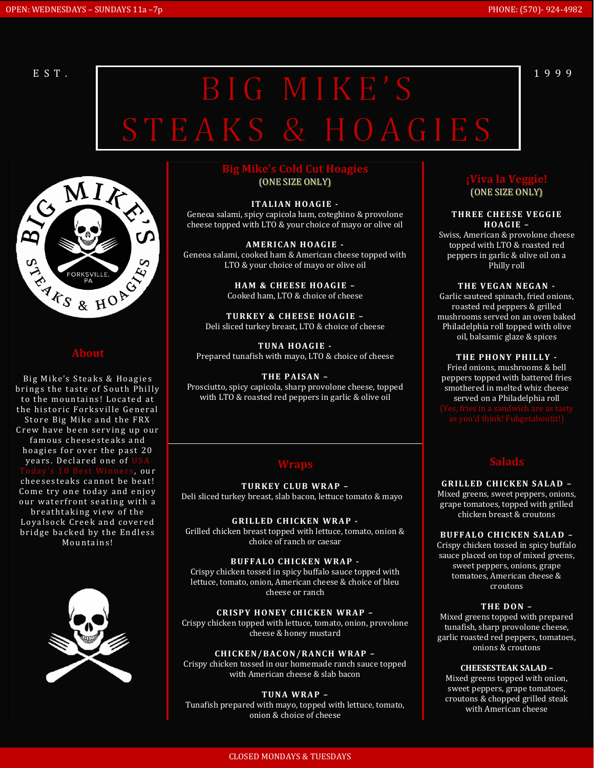OPEN: WEDNESDAYS – SUNDAYS 11a –7p

PHONE: (570)- 924-4982

EST. 1999

# BIG MIKE'S STEAKS & HOAGIES

## About

Big Mike's Steaks & Hoagies brings the taste of South Philly to the mountains! Located at the historic Forksville General Store Big Mike and the FRX Crew have been serving up our famous cheesesteaks and hoagies for over the past 20 years. Declared one of USA Today's 10 Best Winners, our cheesesteaks cannot be beat! Come try one today and enjoy our waterfront seating with a breathtaking view of the Loyalsock Creek and covered bridge backed by the Endless Mountains!

## Big Mike's Cold Cut Hoagies

(ONE SIZE ONLY)

**ITALIAN HOAGIE -**
Geneoa salami, spicy capicola ham, coteghino & provolone cheese topped with LTO & your choice of mayo or olive oil

**AMERICAN HOAGIE -**
Geneoa salami, cooked ham & American cheese topped with LTO & your choice of mayo or olive oil

**HAM & CHEESE HOAGIE –**
Cooked ham, LTO & choice of cheese

**TURKEY & CHEESE HOAGIE –**
Deli sliced turkey breast, LTO & choice of cheese

**TUNA HOAGIE -**
Prepared tunafish with mayo, LTO & choice of cheese

**THE PAISAN –**
Prosciutto, spicy capicola, sharp provolone cheese, topped with LTO & roasted red peppers in garlic & olive oil

## Wraps

**TURKEY CLUB WRAP –**
Deli sliced turkey breast, slab bacon, lettuce tomato & mayo

**GRILLED CHICKEN WRAP -**
Grilled chicken breast topped with lettuce, tomato, onion & choice of ranch or caesar

**BUFFALO CHICKEN WRAP -**
Crispy chicken tossed in spicy buffalo sauce topped with lettuce, tomato, onion, American cheese & choice of bleu cheese or ranch

**CRISPY HONEY CHICKEN WRAP –**
Crispy chicken topped with lettuce, tomato, onion, provolone cheese & honey mustard

**CHICKEN/BACON/RANCH WRAP –**
Crispy chicken tossed in our homemade ranch sauce topped with American cheese & slab bacon

**TUNA WRAP –**
Tunafish prepared with mayo, topped with lettuce, tomato, onion & choice of cheese

## ¡Viva la Veggie!

(ONE SIZE ONLY)

**THREE CHEESE VEGGIE HOAGIE –**
Swiss, American & provolone cheese topped with LTO & roasted red peppers in garlic & olive oil on a Philly roll

**THE VEGAN NEGAN -**
Garlic sauteed spinach, fried onions, roasted red peppers & grilled mushrooms served on an oven baked Philadelphia roll topped with olive oil, balsamic glaze & spices

**THE PHONY PHILLY -**
Fried onions, mushrooms & bell peppers topped with battered fries smothered in melted whiz cheese served on a Philadelphia roll
(Yes, fries in a sandwich are as tasty as you'd think! Fuhgetaboutit!)

## Salads

**GRILLED CHICKEN SALAD –**
Mixed greens, sweet peppers, onions, grape tomatoes, topped with grilled chicken breast & croutons

**BUFFALO CHICKEN SALAD –**
Crispy chicken tossed in spicy buffalo sauce placed on top of mixed greens, sweet peppers, onions, grape tomatoes, American cheese & croutons

**THE DON –**
Mixed greens topped with prepared tunafish, sharp provolone cheese, garlic roasted red peppers, tomatoes, onions & croutons

**CHEESESTEAK SALAD –**
Mixed greens topped with onion, sweet peppers, grape tomatoes, croutons & chopped grilled steak with American cheese

CLOSED MONDAYS & TUESDAYS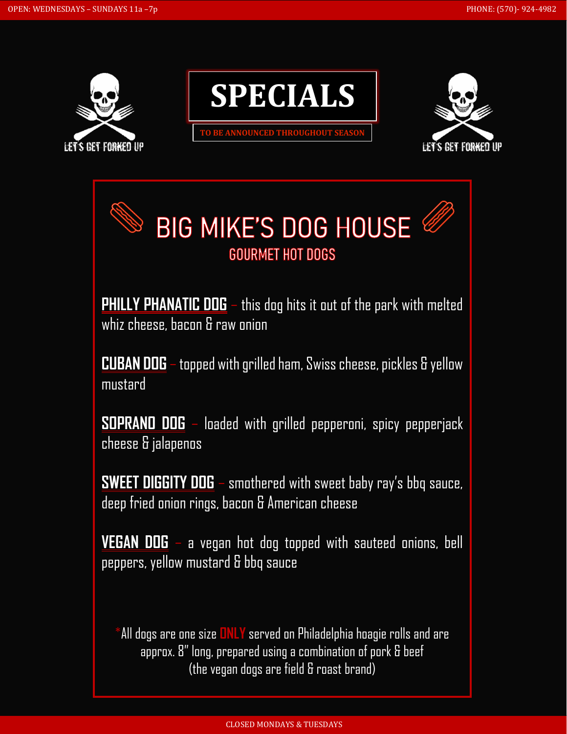OPEN: WEDNESDAYS – SUNDAYS 11a –7p

PHONE: (570)- 924-4982

LET'S GET FORKED UP

# SPECIALS

**TO BE ANNOUNCED THROUGHOUT SEASON**

LET'S GET FORKED UP

## BIG MIKE'S DOG HOUSE

### GOURMET HOT DOGS

**PHILLY PHANATIC DOG** – this dog hits it out of the park with melted whiz cheese, bacon & raw onion

**CUBAN DOG** – topped with grilled ham, Swiss cheese, pickles & yellow mustard

**SOPRANO DOG** – loaded with grilled pepperoni, spicy pepperjack cheese & jalapenos

**SWEET DIGGITY DOG** – smothered with sweet baby ray's bbq sauce, deep fried onion rings, bacon & American cheese

**VEGAN DOG** – a vegan hot dog topped with sauteed onions, bell peppers, yellow mustard & bbq sauce

*All dogs are one size **ONLY** served on Philadelphia hoagie rolls and are approx. 8" long, prepared using a combination of pork & beef (the vegan dogs are field & roast brand)

CLOSED MONDAYS & TUESDAYS